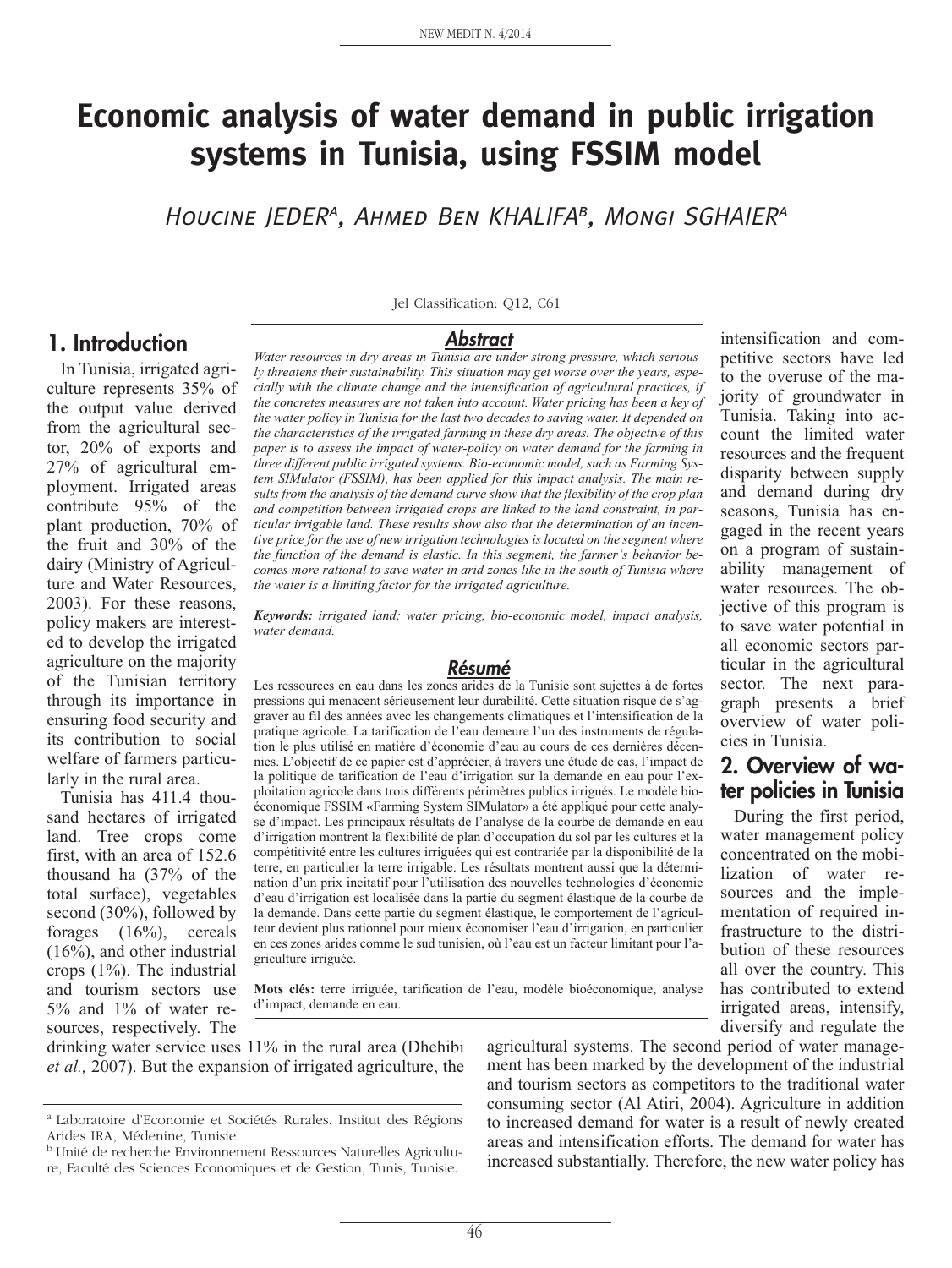# Economic analysis of water demand in public irrigation systems in Tunisia, using FSSIM model

Houcine JEDER[a], Ahmed Ben KHALIFA[b], Mongi SGHAIER[a]

Jel Classification: Q12, C61

## Abstract

*Water resources in dry areas in Tunisia are under strong pressure, which seriously threatens their sustainability. This situation may get worse over the years, especially with the climate change and the intensification of agricultural practices, if the concretes measures are not taken into account. Water pricing has been a key of the water policy in Tunisia for the last two decades to saving water. It depended on the characteristics of the irrigated farming in these dry areas. The objective of this paper is to assess the impact of water-policy on water demand for the farming in three different public irrigated systems. Bio-economic model, such as Farming System SIMulator (FSSIM), has been applied for this impact analysis. The main results from the analysis of the demand curve show that the flexibility of the crop plan and competition between irrigated crops are linked to the land constraint, in particular irrigable land. These results show also that the determination of an incentive price for the use of new irrigation technologies is located on the segment where the function of the demand is elastic. In this segment, the farmer's behavior becomes more rational to save water in arid zones like in the south of Tunisia where the water is a limiting factor for the irrigated agriculture.*

***Keywords:*** *irrigated land; water pricing, bio-economic model, impact analysis, water demand.*

## Résumé

Les ressources en eau dans les zones arides de la Tunisie sont sujettes à de fortes pressions qui menacent sérieusement leur durabilité. Cette situation risque de s'aggraver au fil des années avec les changements climatiques et l'intensification de la pratique agricole. La tarification de l'eau demeure l'un des instruments de régulation le plus utilisé en matière d'économie d'eau au cours de ces dernières décennies. L'objectif de ce papier est d'apprécier, à travers une étude de cas, l'impact de la politique de tarification de l'eau d'irrigation sur la demande en eau pour l'exploitation agricole dans trois différents périmètres publics irrigués. Le modèle bioéconomique FSSIM «Farming System SIMulator» a été appliqué pour cette analyse d'impact. Les principaux résultats de l'analyse de la courbe de demande en eau d'irrigation montrent la flexibilité de plan d'occupation du sol par les cultures et la compétitivité entre les cultures irriguées qui est contrariée par la disponibilité de la terre, en particulier la terre irrigable. Les résultats montrent aussi que la détermination d'un prix incitatif pour l'utilisation des nouvelles technologies d'économie d'eau d'irrigation est localisée dans la partie du segment élastique de la courbe de la demande. Dans cette partie du segment élastique, le comportement de l'agriculteur devient plus rationnel pour mieux économiser l'eau d'irrigation, en particulier en ces zones arides comme le sud tunisien, où l'eau est un facteur limitant pour l'agriculture irriguée.

**Mots clés:** terre irriguée, tarification de l'eau, modèle bioéconomique, analyse d'impact, demande en eau.

## 1. Introduction

In Tunisia, irrigated agriculture represents 35% of the output value derived from the agricultural sector, 20% of exports and 27% of agricultural employment. Irrigated areas contribute 95% of the plant production, 70% of the fruit and 30% of the dairy (Ministry of Agriculture and Water Resources, 2003). For these reasons, policy makers are interested to develop the irrigated agriculture on the majority of the Tunisian territory through its importance in ensuring food security and its contribution to social welfare of farmers particularly in the rural area.

Tunisia has 411.4 thousand hectares of irrigated land. Tree crops come first, with an area of 152.6 thousand ha (37% of the total surface), vegetables second (30%), followed by forages (16%), cereals (16%), and other industrial crops (1%). The industrial and tourism sectors use 5% and 1% of water resources, respectively. The drinking water service uses 11% in the rural area (Dhehibi *et al.,* 2007). But the expansion of irrigated agriculture, the intensification and competitive sectors have led to the overuse of the majority of groundwater in Tunisia. Taking into account the limited water resources and the frequent disparity between supply and demand during dry seasons, Tunisia has engaged in the recent years on a program of sustainability management of water resources. The objective of this program is to save water potential in all economic sectors particular in the agricultural sector. The next paragraph presents a brief overview of water policies in Tunisia.

## 2. Overview of water policies in Tunisia

During the first period, water management policy concentrated on the mobilization of water resources and the implementation of required infrastructure to the distribution of these resources all over the country. This has contributed to extend irrigated areas, intensify, diversify and regulate the agricultural systems. The second period of water management has been marked by the development of the industrial and tourism sectors as competitors to the traditional water consuming sector (Al Atiri, 2004). Agriculture in addition to increased demand for water is a result of newly created areas and intensification efforts. The demand for water has increased substantially. Therefore, the new water policy has

[a] Laboratoire d'Economie et Sociétés Rurales. Institut des Régions Arides IRA, Médenine, Tunisie.

[b] Unité de recherche Environnement Ressources Naturelles Agriculture, Faculté des Sciences Economiques et de Gestion, Tunis, Tunisie.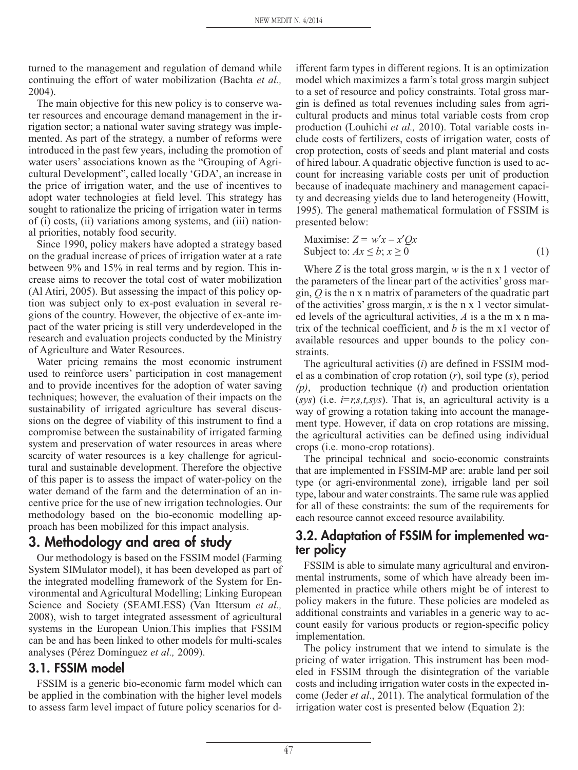turned to the management and regulation of demand while continuing the effort of water mobilization (Bachta *et al.,* 2004).

The main objective for this new policy is to conserve water resources and encourage demand management in the irrigation sector; a national water saving strategy was implemented. As part of the strategy, a number of reforms were introduced in the past few years, including the promotion of water users' associations known as the "Grouping of Agricultural Development", called locally 'GDA', an increase in the price of irrigation water, and the use of incentives to adopt water technologies at field level. This strategy has sought to rationalize the pricing of irrigation water in terms of (i) costs, (ii) variations among systems, and (iii) national priorities, notably food security.

Since 1990, policy makers have adopted a strategy based on the gradual increase of prices of irrigation water at a rate between 9% and 15% in real terms and by region. This increase aims to recover the total cost of water mobilization (Al Atiri, 2005). But assessing the impact of this policy option was subject only to ex-post evaluation in several regions of the country. However, the objective of ex-ante impact of the water pricing is still very underdeveloped in the research and evaluation projects conducted by the Ministry of Agriculture and Water Resources.

Water pricing remains the most economic instrument used to reinforce users' participation in cost management and to provide incentives for the adoption of water saving techniques; however, the evaluation of their impacts on the sustainability of irrigated agriculture has several discussions on the degree of viability of this instrument to find a compromise between the sustainability of irrigated farming system and preservation of water resources in areas where scarcity of water resources is a key challenge for agricultural and sustainable development. Therefore the objective of this paper is to assess the impact of water-policy on the water demand of the farm and the determination of an incentive price for the use of new irrigation technologies. Our methodology based on the bio-economic modelling approach has been mobilized for this impact analysis.

## 3. Methodology and area of study

Our methodology is based on the FSSIM model (Farming System SIMulator model), it has been developed as part of the integrated modelling framework of the System for Environmental and Agricultural Modelling; Linking European Science and Society (SEAMLESS) (Van Ittersum *et al.,* 2008), wish to target integrated assessment of agricultural systems in the European Union.This implies that FSSIM can be and has been linked to other models for multi-scales analyses (Pérez Domínguez *et al.,* 2009).

### 3.1. FSSIM model

FSSIM is a generic bio-economic farm model which can be applied in the combination with the higher level models to assess farm level impact of future policy scenarios for different farm types in different regions. It is an optimization model which maximizes a farm's total gross margin subject to a set of resource and policy constraints. Total gross margin is defined as total revenues including sales from agricultural products and minus total variable costs from crop production (Louhichi *et al.,* 2010). Total variable costs include costs of fertilizers, costs of irrigation water, costs of crop protection, costs of seeds and plant material and costs of hired labour. A quadratic objective function is used to account for increasing variable costs per unit of production because of inadequate machinery and management capacity and decreasing yields due to land heterogeneity (Howitt, 1995). The general mathematical formulation of FSSIM is presented below:

$$\begin{aligned} &\text{Maximise: } Z = w'x - x'Qx \\ &\text{Subject to: } Ax \leq b;\ x \geq 0 \end{aligned} \qquad (1)$$

Where $Z$ is the total gross margin, $w$ is the n x 1 vector of the parameters of the linear part of the activities' gross margin, $Q$ is the n x n matrix of parameters of the quadratic part of the activities' gross margin, $x$ is the n x 1 vector simulated levels of the agricultural activities, $A$ is a the m x n matrix of the technical coefficient, and $b$ is the m x1 vector of available resources and upper bounds to the policy constraints.

The agricultural activities ($i$) are defined in FSSIM model as a combination of crop rotation ($r$), soil type ($s$), period ($p$), production technique ($t$) and production orientation ($sys$) (i.e. $i=r,s,t,sys$). That is, an agricultural activity is a way of growing a rotation taking into account the management type. However, if data on crop rotations are missing, the agricultural activities can be defined using individual crops (i.e. mono-crop rotations).

The principal technical and socio-economic constraints that are implemented in FSSIM-MP are: arable land per soil type (or agri-environmental zone), irrigable land per soil type, labour and water constraints. The same rule was applied for all of these constraints: the sum of the requirements for each resource cannot exceed resource availability.

### 3.2. Adaptation of FSSIM for implemented water policy

FSSIM is able to simulate many agricultural and environmental instruments, some of which have already been implemented in practice while others might be of interest to policy makers in the future. These policies are modeled as additional constraints and variables in a generic way to account easily for various products or region-specific policy implementation.

The policy instrument that we intend to simulate is the pricing of water irrigation. This instrument has been modeled in FSSIM through the disintegration of the variable costs and including irrigation water costs in the expected income (Jeder *et al*., 2011). The analytical formulation of the irrigation water cost is presented below (Equation 2):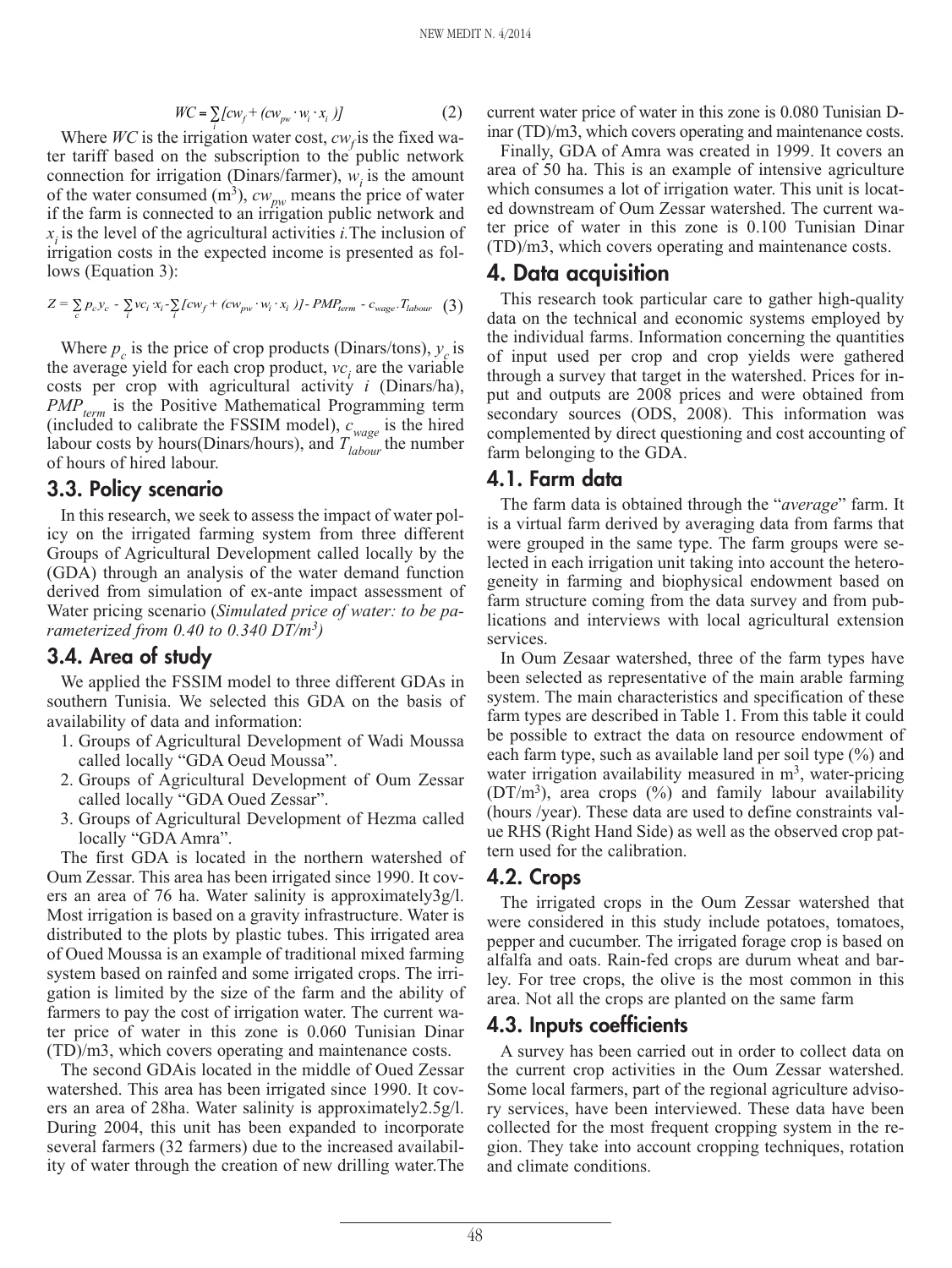$$WC = \sum_i [cw_f + (cw_{pw} \cdot w_i \cdot x_i)] \quad (2)$$

Where $WC$ is the irrigation water cost, $cw_f$ is the fixed water tariff based on the subscription to the public network connection for irrigation (Dinars/farmer), $w_i$ is the amount of the water consumed ($m^3$), $cw_{pw}$ means the price of water if the farm is connected to an irrigation public network and $x_i$ is the level of the agricultural activities $i$. The inclusion of irrigation costs in the expected income is presented as follows (Equation 3):

$$Z = \sum_c p_c y_c - \sum_i vc_i \cdot x_i - \sum_i [cw_f + (cw_{pw} \cdot w_i \cdot x_i)] - PMP_{term} - c_{wage} \cdot T_{labour} \quad (3)$$

Where $p_c$ is the price of crop products (Dinars/tons), $y_c$ is the average yield for each crop product, $vc_i$ are the variable costs per crop with agricultural activity $i$ (Dinars/ha), $PMP_{term}$ is the Positive Mathematical Programming term (included to calibrate the FSSIM model), $c_{wage}$ is the hired labour costs by hours(Dinars/hours), and $T_{labour}$ the number of hours of hired labour.

## 3.3. Policy scenario

In this research, we seek to assess the impact of water policy on the irrigated farming system from three different Groups of Agricultural Development called locally by the (GDA) through an analysis of the water demand function derived from simulation of ex-ante impact assessment of Water pricing scenario (*Simulated price of water: to be parameterized from 0.40 to 0.340 DT/m*$^3$)

## 3.4. Area of study

We applied the FSSIM model to three different GDAs in southern Tunisia. We selected this GDA on the basis of availability of data and information:

1. Groups of Agricultural Development of Wadi Moussa called locally "GDA Oeud Moussa".
2. Groups of Agricultural Development of Oum Zessar called locally "GDA Oued Zessar".
3. Groups of Agricultural Development of Hezma called locally "GDA Amra".

The first GDA is located in the northern watershed of Oum Zessar. This area has been irrigated since 1990. It covers an area of 76 ha. Water salinity is approximately3g/l. Most irrigation is based on a gravity infrastructure. Water is distributed to the plots by plastic tubes. This irrigated area of Oued Moussa is an example of traditional mixed farming system based on rainfed and some irrigated crops. The irrigation is limited by the size of the farm and the ability of farmers to pay the cost of irrigation water. The current water price of water in this zone is 0.060 Tunisian Dinar (TD)/m3, which covers operating and maintenance costs.

The second GDAis located in the middle of Oued Zessar watershed. This area has been irrigated since 1990. It covers an area of 28ha. Water salinity is approximately2.5g/l. During 2004, this unit has been expanded to incorporate several farmers (32 farmers) due to the increased availability of water through the creation of new drilling water.The current water price of water in this zone is 0.080 Tunisian Dinar (TD)/m3, which covers operating and maintenance costs.

Finally, GDA of Amra was created in 1999. It covers an area of 50 ha. This is an example of intensive agriculture which consumes a lot of irrigation water. This unit is located downstream of Oum Zessar watershed. The current water price of water in this zone is 0.100 Tunisian Dinar (TD)/m3, which covers operating and maintenance costs.

# 4. Data acquisition

This research took particular care to gather high-quality data on the technical and economic systems employed by the individual farms. Information concerning the quantities of input used per crop and crop yields were gathered through a survey that target in the watershed. Prices for input and outputs are 2008 prices and were obtained from secondary sources (ODS, 2008). This information was complemented by direct questioning and cost accounting of farm belonging to the GDA.

## 4.1. Farm data

The farm data is obtained through the "*average*" farm. It is a virtual farm derived by averaging data from farms that were grouped in the same type. The farm groups were selected in each irrigation unit taking into account the heterogeneity in farming and biophysical endowment based on farm structure coming from the data survey and from publications and interviews with local agricultural extension services.

In Oum Zesaar watershed, three of the farm types have been selected as representative of the main arable farming system. The main characteristics and specification of these farm types are described in Table 1. From this table it could be possible to extract the data on resource endowment of each farm type, such as available land per soil type (%) and water irrigation availability measured in $m^3$, water-pricing (DT/$m^3$), area crops (%) and family labour availability (hours /year). These data are used to define constraints value RHS (Right Hand Side) as well as the observed crop pattern used for the calibration.

## 4.2. Crops

The irrigated crops in the Oum Zessar watershed that were considered in this study include potatoes, tomatoes, pepper and cucumber. The irrigated forage crop is based on alfalfa and oats. Rain-fed crops are durum wheat and barley. For tree crops, the olive is the most common in this area. Not all the crops are planted on the same farm

## 4.3. Inputs coefficients

A survey has been carried out in order to collect data on the current crop activities in the Oum Zessar watershed. Some local farmers, part of the regional agriculture advisory services, have been interviewed. These data have been collected for the most frequent cropping system in the region. They take into account cropping techniques, rotation and climate conditions.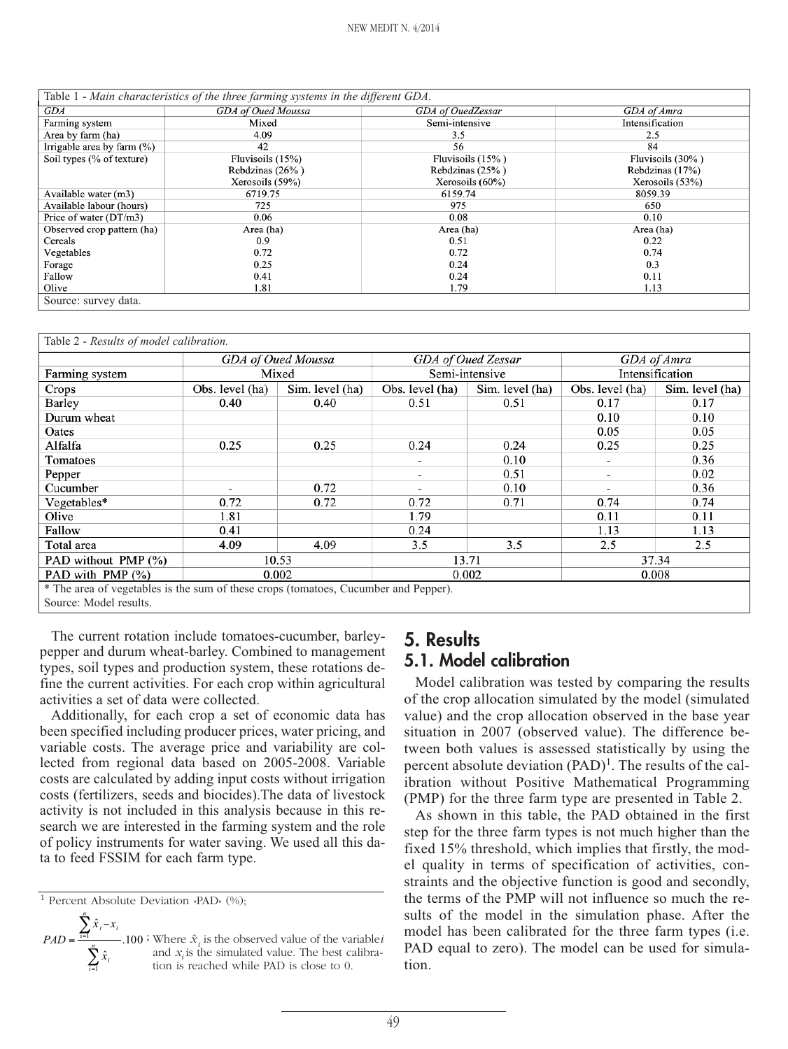| Table 1 - *Main characteristics of the three farming systems in the different GDA.* | | | |
|---|---|---|---|
| *GDA* | *GDA of Oued Moussa* | *GDA of OuedZessar* | *GDA of Amra* |
| Farming system | Mixed | Semi-intensive | Intensification |
| Area by farm (ha) | 4.09 | 3.5 | 2.5 |
| Irrigable area by farm (%) | 42 | 56 | 84 |
| Soil types (% of texture) | Fluvisoils (15%)<br>Rebdzinas (26% )<br>Xerosoils (59%) | Fluvisoils (15% )<br>Rebdzinas (25% )<br>Xerosoils (60%) | Fluvisoils (30% )<br>Rebdzinas (17%)<br>Xerosoils (53%) |
| Available water (m3) | 6719.75 | 6159.74 | 8059.39 |
| Available labour (hours) | 725 | 975 | 650 |
| Price of water (DT/m3) | 0.06 | 0.08 | 0.10 |
| Observed crop pattern (ha) | Area (ha) | Area (ha) | Area (ha) |
| Cereals | 0.9 | 0.51 | 0.22 |
| Vegetables | 0.72 | 0.72 | 0.74 |
| Forage | 0.25 | 0.24 | 0.3 |
| Fallow | 0.41 | 0.24 | 0.11 |
| Olive | 1.81 | 1.79 | 1.13 |

Source: survey data.

| Table 2 - *Results of model calibration.* | | | | | | |
|---|---|---|---|---|---|---|
| | *GDA of Oued Moussa* | | *GDA of Oued Zessar* | | *GDA of Amra* | |
| Farming system | Mixed | | Semi-intensive | | Intensification | |
| Crops | Obs. level (ha) | Sim. level (ha) | Obs. level (ha) | Sim. level (ha) | Obs. level (ha) | Sim. level (ha) |
| Barley | **0.40** | 0.40 | 0.51 | 0.51 | **0.17** | 0.17 |
| Durum wheat | | | | | **0.10** | 0.10 |
| Oates | | | | | **0.05** | 0.05 |
| Alfalfa | **0.25** | 0.25 | 0.24 | 0.24 | **0.25** | 0.25 |
| Tomatoes | | | - | **0.10** | - | 0.36 |
| Pepper | | | - | 0.51 | - | 0.02 |
| Cucumber | - | 0.72 | - | **0.10** | - | 0.36 |
| Vegetables* | **0.72** | 0.72 | 0.72 | 0.71 | **0.74** | 0.74 |
| Olive | 1.81 | | **1.79** | | 0.11 | 0.11 |
| Fallow | **0.41** | | 0.24 | | 1.13 | 1.13 |
| Total area | **4.09** | 4.09 | 3.5 | 3.5 | **2.5** | 2.5 |
| PAD without PMP (%) | 10.53 | | 13.71 | | 37.34 | |
| PAD with PMP (%) | **0.002** | | 0.002 | | **0.008** | |

\* The area of vegetables is the sum of these crops (tomatoes, Cucumber and Pepper).
Source: Model results.

The current rotation include tomatoes-cucumber, barley-pepper and durum wheat-barley. Combined to management types, soil types and production system, these rotations define the current activities. For each crop within agricultural activities a set of data were collected.

Additionally, for each crop a set of economic data has been specified including producer prices, water pricing, and variable costs. The average price and variability are collected from regional data based on 2005-2008. Variable costs are calculated by adding input costs without irrigation costs (fertilizers, seeds and biocides).The data of livestock activity is not included in this analysis because in this research we are interested in the farming system and the role of policy instruments for water saving. We used all this data to feed FSSIM for each farm type.

## 5. Results

### 5.1. Model calibration

Model calibration was tested by comparing the results of the crop allocation simulated by the model (simulated value) and the crop allocation observed in the base year situation in 2007 (observed value). The difference between both values is assessed statistically by using the percent absolute deviation (PAD)[1]. The results of the calibration without Positive Mathematical Programming (PMP) for the three farm type are presented in Table 2.

As shown in this table, the PAD obtained in the first step for the three farm types is not much higher than the fixed 15% threshold, which implies that firstly, the model quality in terms of specification of activities, constraints and the objective function is good and secondly, the terms of the PMP will not influence so much the results of the model in the simulation phase. After the model has been calibrated for the three farm types (i.e. PAD equal to zero). The model can be used for simulation.

---

[1] Percent Absolute Deviation «PAD» (%);

$$PAD = \frac{\sum_{i=1}^{n} \hat{x}_i - x_i}{\sum_{i=1}^{n} \hat{x}_i} .100$$

; Where $\hat{x}_i$ is the observed value of the variable $i$ and $x_i$ is the simulated value. The best calibration is reached while PAD is close to 0.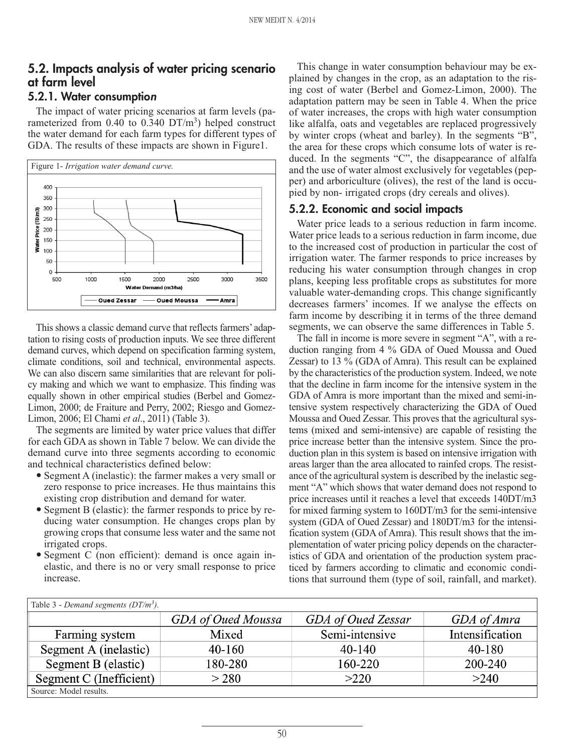## 5.2. Impacts analysis of water pricing scenario at farm level

### 5.2.1. Water consumption

The impact of water pricing scenarios at farm levels (parameterized from 0.40 to 0.340 DT/m$^3$) helped construct the water demand for each farm types for different types of GDA. The results of these impacts are shown in Figure1.

Figure 1- *Irrigation water demand curve.*

This shows a classic demand curve that reflects farmers' adaptation to rising costs of production inputs. We see three different demand curves, which depend on specification farming system, climate conditions, soil and technical, environmental aspects. We can also discern same similarities that are relevant for policy making and which we want to emphasize. This finding was equally shown in other empirical studies (Berbel and Gomez-Limon, 2000; de Fraiture and Perry, 2002; Riesgo and Gomez-Limon, 2006; El Chami *et al*., 2011) (Table 3).

The segments are limited by water price values that differ for each GDA as shown in Table 7 below. We can divide the demand curve into three segments according to economic and technical characteristics defined below:

- Segment A (inelastic): the farmer makes a very small or zero response to price increases. He thus maintains this existing crop distribution and demand for water.
- Segment B (elastic): the farmer responds to price by reducing water consumption. He changes crops plan by growing crops that consume less water and the same not irrigated crops.
- Segment C (non efficient): demand is once again inelastic, and there is no or very small response to price increase.

This change in water consumption behaviour may be explained by changes in the crop, as an adaptation to the rising cost of water (Berbel and Gomez-Limon, 2000). The adaptation pattern may be seen in Table 4. When the price of water increases, the crops with high water consumption like alfalfa, oats and vegetables are replaced progressively by winter crops (wheat and barley). In the segments "B", the area for these crops which consume lots of water is reduced. In the segments "C", the disappearance of alfalfa and the use of water almost exclusively for vegetables (pepper) and arboriculture (olives), the rest of the land is occupied by non- irrigated crops (dry cereals and olives).

### 5.2.2. Economic and social impacts

Water price leads to a serious reduction in farm income. Water price leads to a serious reduction in farm income, due to the increased cost of production in particular the cost of irrigation water. The farmer responds to price increases by reducing his water consumption through changes in crop plans, keeping less profitable crops as substitutes for more valuable water-demanding crops. This change significantly decreases farmers' incomes. If we analyse the effects on farm income by describing it in terms of the three demand segments, we can observe the same differences in Table 5.

The fall in income is more severe in segment "A", with a reduction ranging from 4 % GDA of Oued Moussa and Oued Zessar) to 13 % (GDA of Amra). This result can be explained by the characteristics of the production system. Indeed, we note that the decline in farm income for the intensive system in the GDA of Amra is more important than the mixed and semi-intensive system respectively characterizing the GDA of Oued Moussa and Oued Zessar. This proves that the agricultural systems (mixed and semi-intensive) are capable of resisting the price increase better than the intensive system. Since the production plan in this system is based on intensive irrigation with areas larger than the area allocated to rainfed crops. The resistance of the agricultural system is described by the inelastic segment "A" which shows that water demand does not respond to price increases until it reaches a level that exceeds 140DT/m3 for mixed farming system to 160DT/m3 for the semi-intensive system (GDA of Oued Zessar) and 180DT/m3 for the intensification system (GDA of Amra). This result shows that the implementation of water pricing policy depends on the characteristics of GDA and orientation of the production system practiced by farmers according to climatic and economic conditions that surround them (type of soil, rainfall, and market).

Table 3 - *Demand segments (DT/m$^3$).*

| | *GDA of Oued Moussa* | *GDA of Oued Zessar* | *GDA of Amra* |
|---|---|---|---|
| Farming system | Mixed | Semi-intensive | Intensification |
| Segment A (inelastic) | 40-160 | 40-140 | 40-180 |
| Segment B (elastic) | 180-280 | 160-220 | 200-240 |
| Segment C (Inefficient) | > 280 | >220 | >240 |

Source: Model results.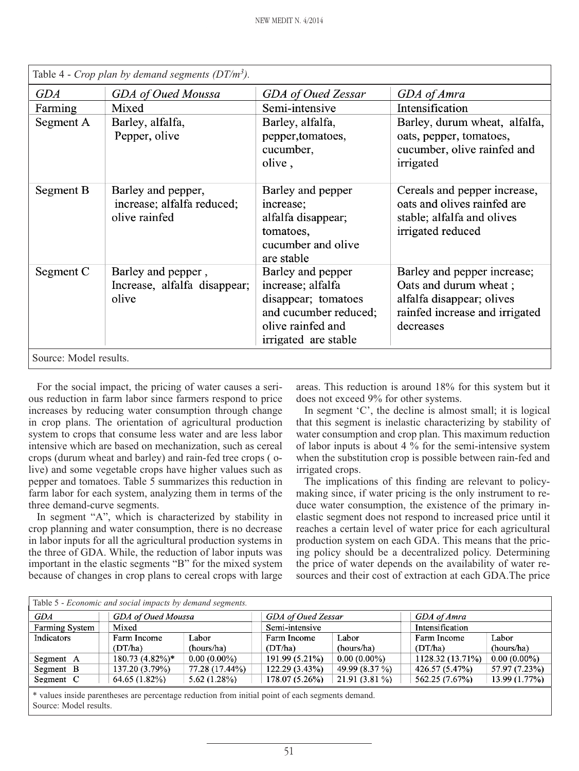Table 4 - *Crop plan by demand segments (DT/m$^3$).*

| *GDA* | *GDA of Oued Moussa* | *GDA of Oued Zessar* | *GDA of Amra* |
|---|---|---|---|
| Farming | Mixed | Semi-intensive | Intensification |
| Segment A | Barley, alfalfa, Pepper, olive | Barley, alfalfa, pepper,tomatoes, cucumber, olive , | Barley, durum wheat, alfalfa, oats, pepper, tomatoes, cucumber, olive rainfed and irrigated |
| Segment B | Barley and pepper, increase; alfalfa reduced; olive rainfed | Barley and pepper increase; alfalfa disappear; tomatoes, cucumber and olive are stable | Cereals and pepper increase, oats and olives rainfed are stable; alfalfa and olives irrigated reduced |
| Segment C | Barley and pepper , Increase, alfalfa disappear; olive | Barley and pepper increase; alfalfa disappear; tomatoes and cucumber reduced; olive rainfed and irrigated are stable | Barley and pepper increase; Oats and durum wheat ; alfalfa disappear; olives rainfed increase and irrigated decreases |

Source: Model results.

For the social impact, the pricing of water causes a serious reduction in farm labor since farmers respond to price increases by reducing water consumption through change in crop plans. The orientation of agricultural production system to crops that consume less water and are less labor intensive which are based on mechanization, such as cereal crops (durum wheat and barley) and rain-fed tree crops ( olive) and some vegetable crops have higher values such as pepper and tomatoes. Table 5 summarizes this reduction in farm labor for each system, analyzing them in terms of the three demand-curve segments.

In segment "A", which is characterized by stability in crop planning and water consumption, there is no decrease in labor inputs for all the agricultural production systems in the three of GDA. While, the reduction of labor inputs was important in the elastic segments "B" for the mixed system because of changes in crop plans to cereal crops with large areas. This reduction is around 18% for this system but it does not exceed 9% for other systems.

In segment 'C', the decline is almost small; it is logical that this segment is inelastic characterizing by stability of water consumption and crop plan. This maximum reduction of labor inputs is about 4 % for the semi-intensive system when the substitution crop is possible between rain-fed and irrigated crops.

The implications of this finding are relevant to policy-making since, if water pricing is the only instrument to reduce water consumption, the existence of the primary inelastic segment does not respond to increased price until it reaches a certain level of water price for each agricultural production system on each GDA. This means that the pricing policy should be a decentralized policy. Determining the price of water depends on the availability of water resources and their cost of extraction at each GDA.The price

Table 5 - *Economic and social impacts by demand segments.*

| *GDA* | *GDA of Oued Moussa* | | *GDA of Oued Zessar* | | *GDA of Amra* | |
|---|---|---|---|---|---|---|
| Farming System | Mixed | | Semi-intensive | | Intensification | |
| Indicators | Farm Income (DT/ha) | Labor (hours/ha) | Farm Income (DT/ha) | Labor (hours/ha) | Farm Income (DT/ha) | Labor (hours/ha) |
| Segment A | 180.73 (4.82%)* | 0.00 (0.00%) | 191.99 (5.21%) | 0.00 (0.00%) | 1128.32 (13.71%) | 0.00 (0.00%) |
| Segment B | 137.20 (3.79%) | 77.28 (17.44%) | 122.29 (3.43%) | 49.99 (8.37 %) | 426.57 (5.47%) | 57.97 (7.23%) |
| Segment C | 64.65 (1.82%) | 5.62 (1.28%) | 178.07 (5.26%) | 21.91 (3.81 %) | 562.25 (7.67%) | 13.99 (1.77%) |

\* values inside parentheses are percentage reduction from initial point of each segments demand.
Source: Model results.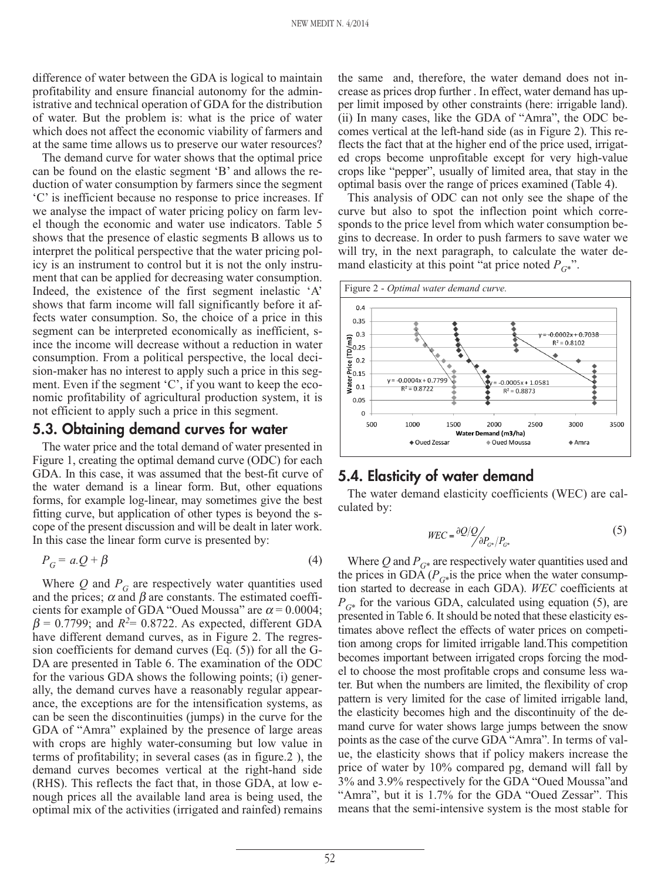difference of water between the GDA is logical to maintain profitability and ensure financial autonomy for the administrative and technical operation of GDA for the distribution of water. But the problem is: what is the price of water which does not affect the economic viability of farmers and at the same time allows us to preserve our water resources?

The demand curve for water shows that the optimal price can be found on the elastic segment 'B' and allows the reduction of water consumption by farmers since the segment 'C' is inefficient because no response to price increases. If we analyse the impact of water pricing policy on farm level though the economic and water use indicators. Table 5 shows that the presence of elastic segments B allows us to interpret the political perspective that the water pricing policy is an instrument to control but it is not the only instrument that can be applied for decreasing water consumption. Indeed, the existence of the first segment inelastic 'A' shows that farm income will fall significantly before it affects water consumption. So, the choice of a price in this segment can be interpreted economically as inefficient, since the income will decrease without a reduction in water consumption. From a political perspective, the local decision-maker has no interest to apply such a price in this segment. Even if the segment 'C', if you want to keep the economic profitability of agricultural production system, it is not efficient to apply such a price in this segment.

## 5.3. Obtaining demand curves for water

The water price and the total demand of water presented in Figure 1, creating the optimal demand curve (ODC) for each GDA. In this case, it was assumed that the best-fit curve of the water demand is a linear form. But, other equations forms, for example log-linear, may sometimes give the best fitting curve, but application of other types is beyond the scope of the present discussion and will be dealt in later work. In this case the linear form curve is presented by:

$$P_G = a.Q + \beta \tag{4}$$

Where $Q$ and $P_G$ are respectively water quantities used and the prices; $\alpha$ and $\beta$ are constants. The estimated coefficients for example of GDA "Oued Moussa" are $\alpha = 0.0004$; $\beta = 0.7799$; and $R^2 = 0.8722$. As expected, different GDA have different demand curves, as in Figure 2. The regression coefficients for demand curves (Eq. (5)) for all the GDA are presented in Table 6. The examination of the ODC for the various GDA shows the following points; (i) generally, the demand curves have a reasonably regular appearance, the exceptions are for the intensification systems, as can be seen the discontinuities (jumps) in the curve for the GDA of "Amra" explained by the presence of large areas with crops are highly water-consuming but low value in terms of profitability; in several cases (as in figure.2 ), the demand curves becomes vertical at the right-hand side (RHS). This reflects the fact that, in those GDA, at low enough prices all the available land area is being used, the optimal mix of the activities (irrigated and rainfed) remains the same and, therefore, the water demand does not increase as prices drop further . In effect, water demand has upper limit imposed by other constraints (here: irrigable land). (ii) In many cases, like the GDA of "Amra", the ODC becomes vertical at the left-hand side (as in Figure 2). This reflects the fact that at the higher end of the price used, irrigated crops become unprofitable except for very high-value crops like "pepper", usually of limited area, that stay in the optimal basis over the range of prices examined (Table 4).

This analysis of ODC can not only see the shape of the curve but also to spot the inflection point which corresponds to the price level from which water consumption begins to decrease. In order to push farmers to save water we will try, in the next paragraph, to calculate the water demand elasticity at this point "at price noted $P_{G^*}$".

Figure 2 - *Optimal water demand curve.*

## 5.4. Elasticity of water demand

The water demand elasticity coefficients (WEC) are calculated by:

$$WEC = \frac{\partial Q / Q}{\partial P_{G^*} / P_{G^*}} \tag{5}$$

Where $Q$ and $P_{G^*}$ are respectively water quantities used and the prices in GDA ($P_{G^*}$ is the price when the water consumption started to decrease in each GDA). *WEC* coefficients at $P_{G^*}$ for the various GDA, calculated using equation (5), are presented in Table 6. It should be noted that these elasticity estimates above reflect the effects of water prices on competition among crops for limited irrigable land.This competition becomes important between irrigated crops forcing the model to choose the most profitable crops and consume less water. But when the numbers are limited, the flexibility of crop pattern is very limited for the case of limited irrigable land, the elasticity becomes high and the discontinuity of the demand curve for water shows large jumps between the snow points as the case of the curve GDA "Amra". In terms of value, the elasticity shows that if policy makers increase the price of water by 10% compared pg, demand will fall by 3% and 3.9% respectively for the GDA "Oued Moussa"and "Amra", but it is 1.7% for the GDA "Oued Zessar". This means that the semi-intensive system is the most stable for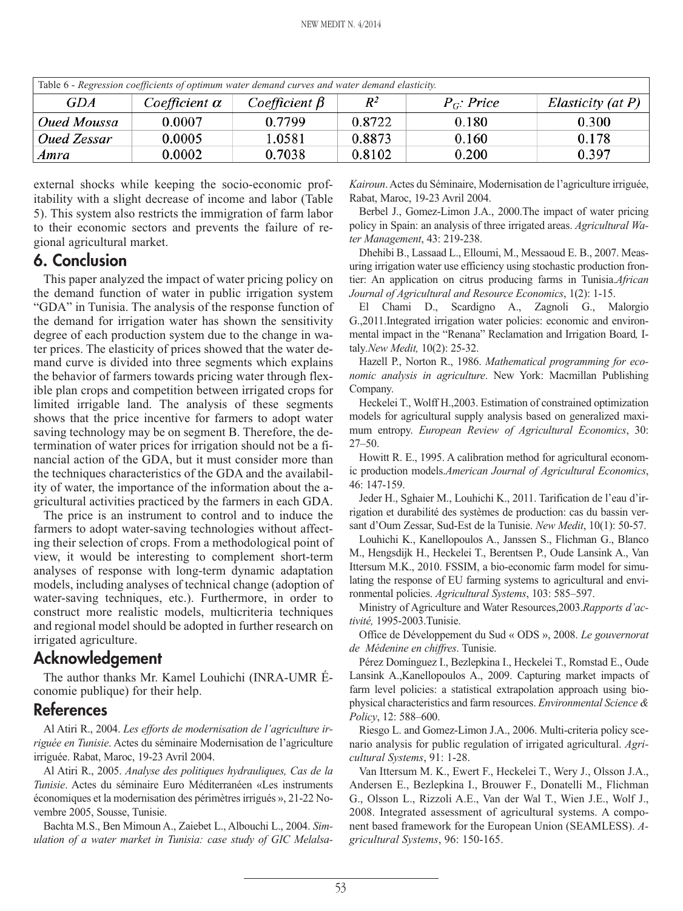Table 6 - *Regression coefficients of optimum water demand curves and water demand elasticity.*

| *GDA* | *Coefficient* $\alpha$ | *Coefficient* $\beta$ | $R^2$ | $P_G$: *Price* | *Elasticity (at P)* |
|---|---|---|---|---|---|
| *Oued Moussa* | 0.0007 | 0.7799 | 0.8722 | 0.180 | 0.300 |
| *Oued Zessar* | 0.0005 | 1.0581 | 0.8873 | 0.160 | 0.178 |
| *Amra* | 0.0002 | 0.7038 | 0.8102 | 0.200 | 0.397 |

external shocks while keeping the socio-economic profitability with a slight decrease of income and labor (Table 5). This system also restricts the immigration of farm labor to their economic sectors and prevents the failure of regional agricultural market.

## 6. Conclusion

This paper analyzed the impact of water pricing policy on the demand function of water in public irrigation system "GDA" in Tunisia. The analysis of the response function of the demand for irrigation water has shown the sensitivity degree of each production system due to the change in water prices. The elasticity of prices showed that the water demand curve is divided into three segments which explains the behavior of farmers towards pricing water through flexible plan crops and competition between irrigated crops for limited irrigable land. The analysis of these segments shows that the price incentive for farmers to adopt water saving technology may be on segment B. Therefore, the determination of water prices for irrigation should not be a financial action of the GDA, but it must consider more than the techniques characteristics of the GDA and the availability of water, the importance of the information about the agricultural activities practiced by the farmers in each GDA.

The price is an instrument to control and to induce the farmers to adopt water-saving technologies without affecting their selection of crops. From a methodological point of view, it would be interesting to complement short-term analyses of response with long-term dynamic adaptation models, including analyses of technical change (adoption of water-saving techniques, etc.). Furthermore, in order to construct more realistic models, multicriteria techniques and regional model should be adopted in further research on irrigated agriculture.

## Acknowledgement

The author thanks Mr. Kamel Louhichi (INRA-UMR Économie publique) for their help.

## References

Al Atiri R., 2004. *Les efforts de modernisation de l'agriculture irriguée en Tunisie*. Actes du séminaire Modernisation de l'agriculture irriguée. Rabat, Maroc, 19-23 Avril 2004.

Al Atiri R., 2005. *Analyse des politiques hydrauliques, Cas de la Tunisie*. Actes du séminaire Euro Méditerranéen «Les instruments économiques et la modernisation des périmètres irrigués », 21-22 Novembre 2005, Sousse, Tunisie.

Bachta M.S., Ben Mimoun A., Zaiebet L., Albouchi L., 2004. *Simulation of a water market in Tunisia: case study of GIC Melalsa-Kairoun*. Actes du Séminaire, Modernisation de l'agriculture irriguée, Rabat, Maroc, 19-23 Avril 2004.

Berbel J., Gomez-Limon J.A., 2000.The impact of water pricing policy in Spain: an analysis of three irrigated areas. *Agricultural Water Management*, 43: 219-238.

Dhehibi B., Lassaad L., Elloumi, M., Messaoud E. B., 2007. Measuring irrigation water use efficiency using stochastic production frontier: An application on citrus producing farms in Tunisia.*African Journal of Agricultural and Resource Economics*, 1(2): 1-15.

El Chami D., Scardigno A., Zagnoli G., Malorgio G.,2011.Integrated irrigation water policies: economic and environmental impact in the "Renana" Reclamation and Irrigation Board*,* Italy.*New Medit,* 10(2): 25-32.

Hazell P., Norton R., 1986. *Mathematical programming for economic analysis in agriculture*. New York: Macmillan Publishing Company.

Heckelei T., Wolff H.,2003. Estimation of constrained optimization models for agricultural supply analysis based on generalized maximum entropy. *European Review of Agricultural Economics*, 30: 27–50.

Howitt R. E., 1995. A calibration method for agricultural economic production models.*American Journal of Agricultural Economics*, 46: 147-159.

Jeder H., Sghaier M., Louhichi K., 2011. Tarification de l'eau d'irrigation et durabilité des systèmes de production: cas du bassin versant d'Oum Zessar, Sud-Est de la Tunisie. *New Medit*, 10(1): 50-57.

Louhichi K., Kanellopoulos A., Janssen S., Flichman G., Blanco M., Hengsdijk H., Heckelei T., Berentsen P., Oude Lansink A., Van Ittersum M.K., 2010. FSSIM, a bio-economic farm model for simulating the response of EU farming systems to agricultural and environmental policies. *Agricultural Systems*, 103: 585–597.

Ministry of Agriculture and Water Resources,2003.*Rapports d'activité,* 1995-2003.Tunisie.

Office de Développement du Sud « ODS », 2008. *Le gouvernorat de Médenine en chiffres*. Tunisie.

Pérez Domínguez I., Bezlepkina I., Heckelei T., Romstad E., Oude Lansink A.,Kanellopoulos A., 2009. Capturing market impacts of farm level policies: a statistical extrapolation approach using biophysical characteristics and farm resources. *Environmental Science & Policy*, 12: 588–600.

Riesgo L. and Gomez-Limon J.A., 2006. Multi-criteria policy scenario analysis for public regulation of irrigated agricultural. *Agricultural Systems*, 91: 1-28.

Van Ittersum M. K., Ewert F., Heckelei T., Wery J., Olsson J.A., Andersen E., Bezlepkina I., Brouwer F., Donatelli M., Flichman G., Olsson L., Rizzoli A.E., Van der Wal T., Wien J.E., Wolf J., 2008. Integrated assessment of agricultural systems. A component based framework for the European Union (SEAMLESS). *Agricultural Systems*, 96: 150-165.